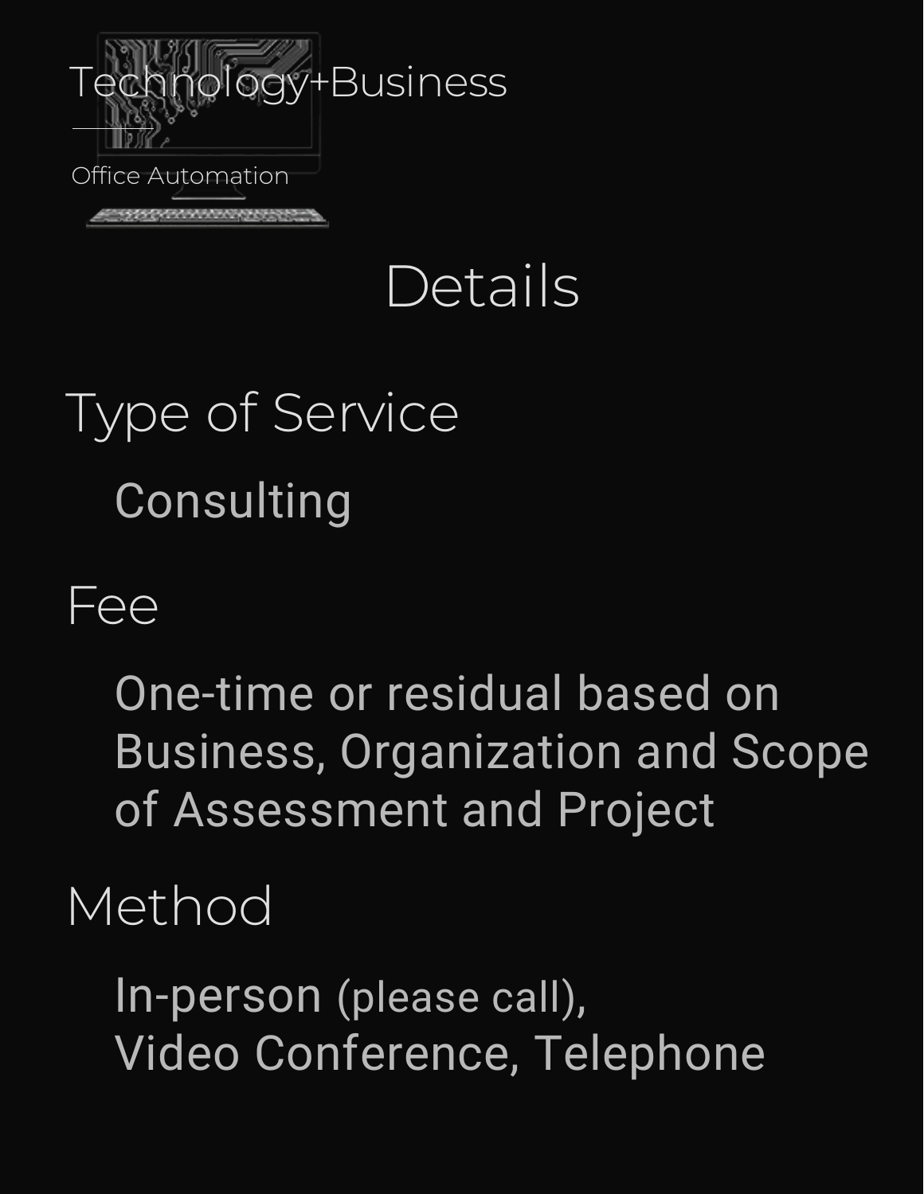Technology+Business

Office Automation

# Details

## Type of Service

Consulting

## Fee

One-time or residual based on Business, Organization and Scope of Assessment and Project

## Method

In-person (please call),
Video Conference, Telephone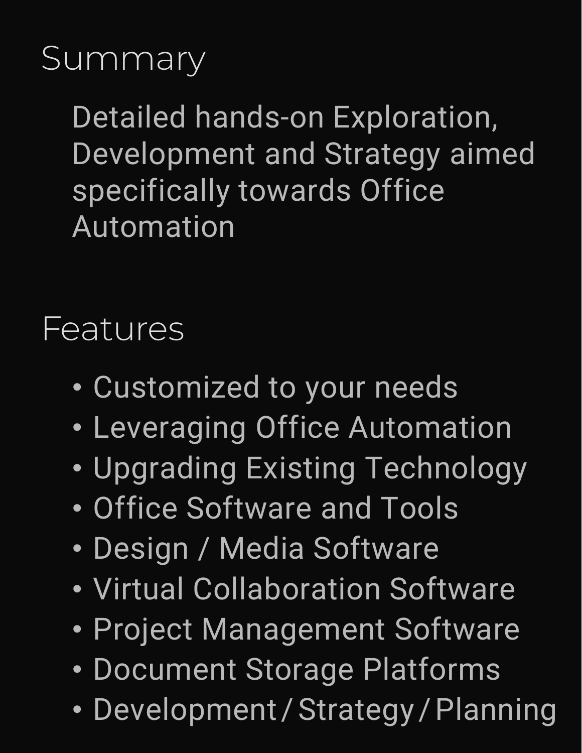## Summary

Detailed hands-on Exploration, Development and Strategy aimed specifically towards Office Automation

## Features

- Customized to your needs
- Leveraging Office Automation
- Upgrading Existing Technology
- Office Software and Tools
- Design / Media Software
- Virtual Collaboration Software
- Project Management Software
- Document Storage Platforms
- Development / Strategy / Planning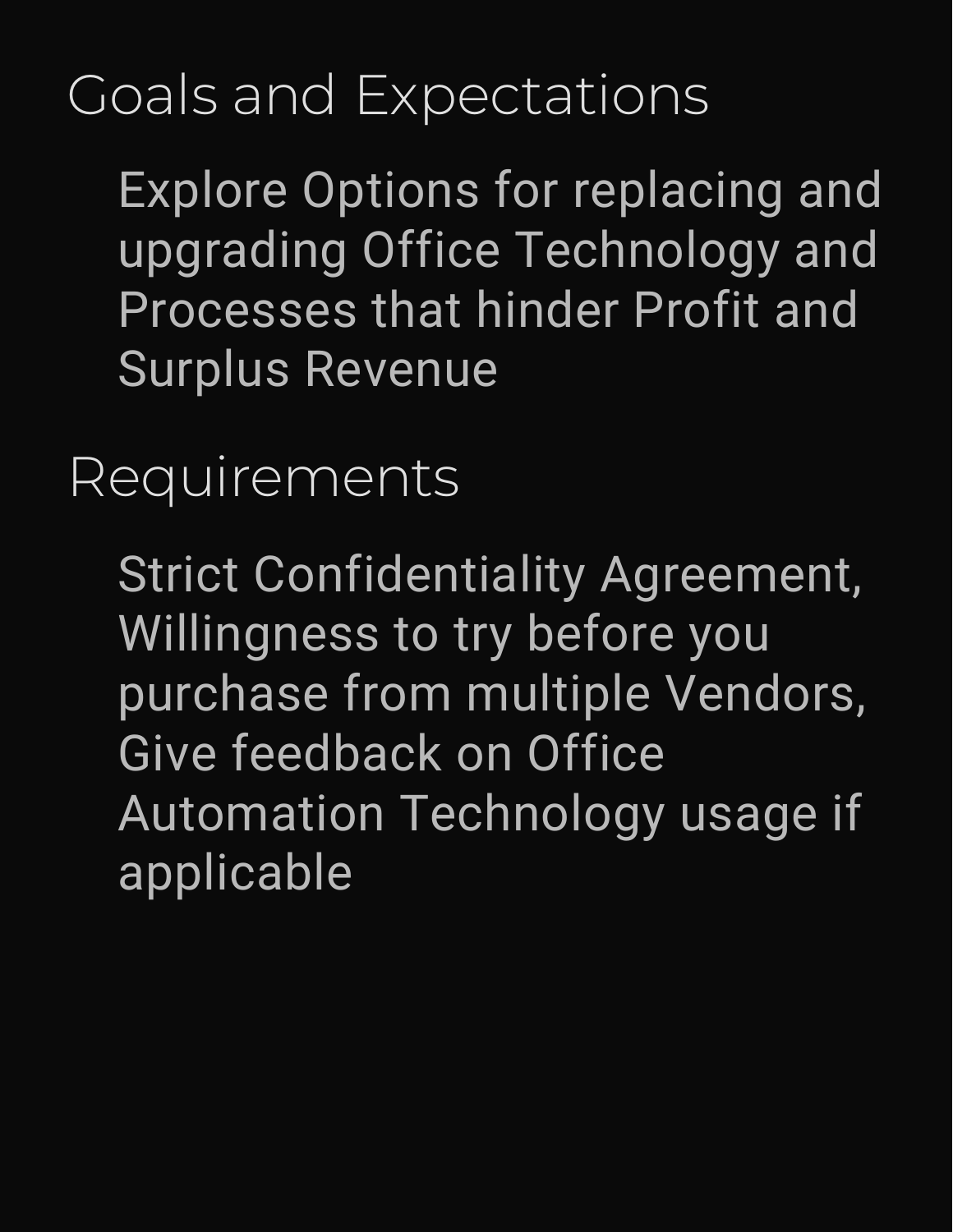## Goals and Expectations

Explore Options for replacing and upgrading Office Technology and Processes that hinder Profit and Surplus Revenue

## Requirements

Strict Confidentiality Agreement, Willingness to try before you purchase from multiple Vendors, Give feedback on Office Automation Technology usage if applicable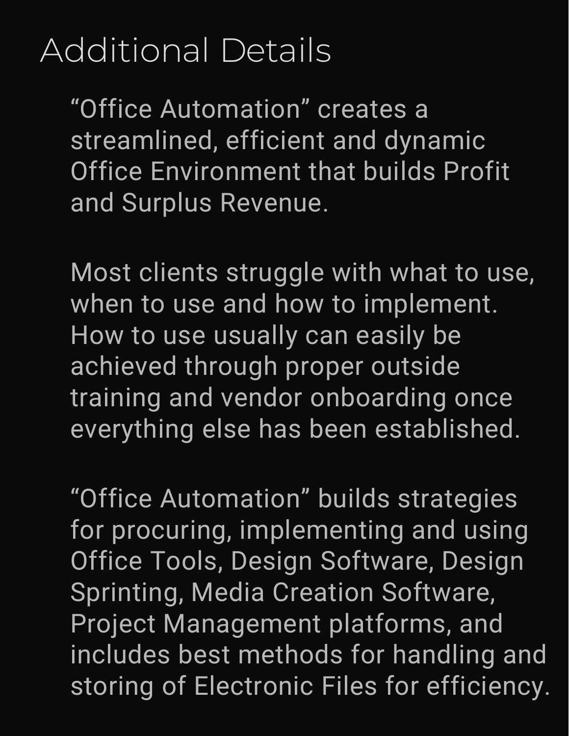## Additional Details

"Office Automation" creates a streamlined, efficient and dynamic Office Environment that builds Profit and Surplus Revenue.

Most clients struggle with what to use, when to use and how to implement. How to use usually can easily be achieved through proper outside training and vendor onboarding once everything else has been established.

"Office Automation" builds strategies for procuring, implementing and using Office Tools, Design Software, Design Sprinting, Media Creation Software, Project Management platforms, and includes best methods for handling and storing of Electronic Files for efficiency.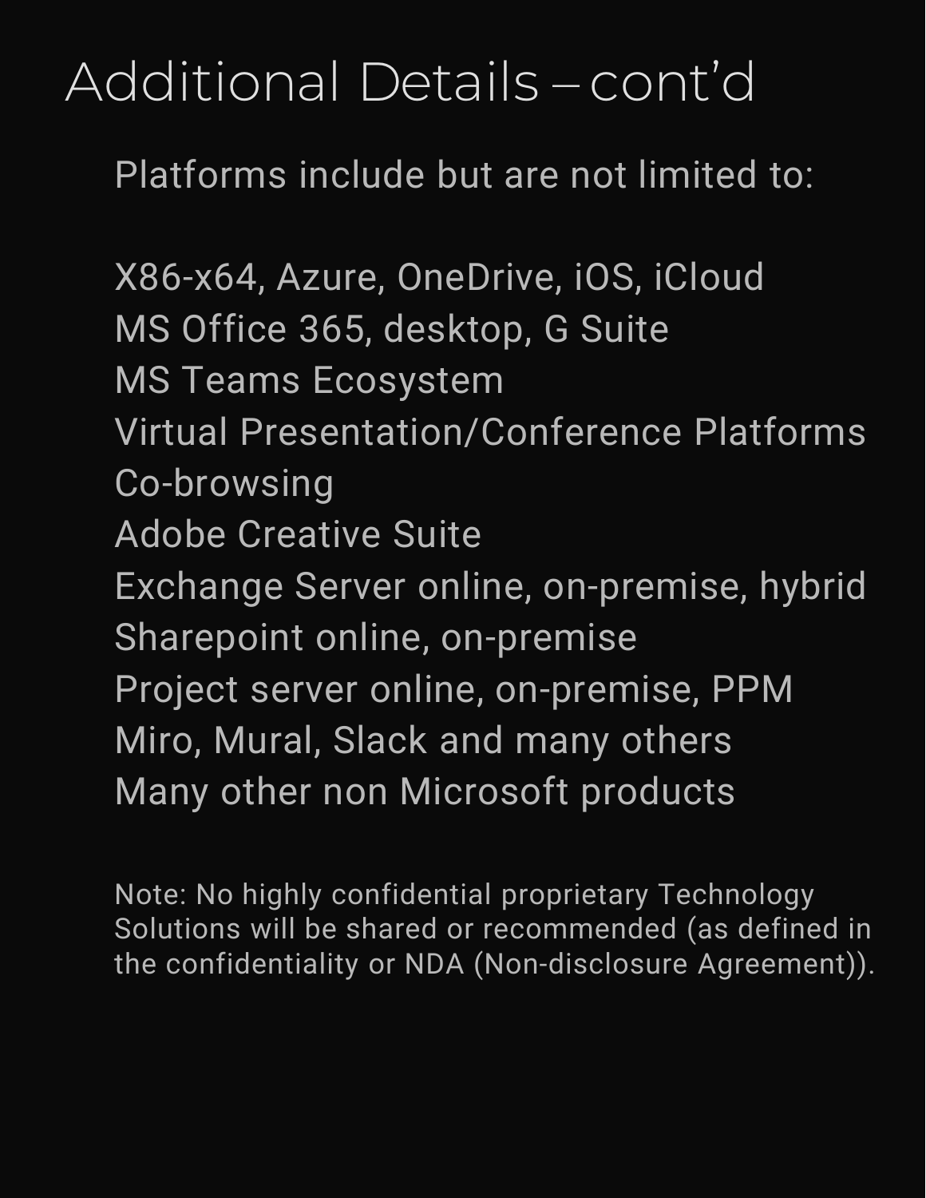# Additional Details – cont’d

Platforms include but are not limited to:

X86-x64, Azure, OneDrive, iOS, iCloud
MS Office 365, desktop, G Suite
MS Teams Ecosystem
Virtual Presentation/Conference Platforms
Co-browsing
Adobe Creative Suite
Exchange Server online, on-premise, hybrid
Sharepoint online, on-premise
Project server online, on-premise, PPM
Miro, Mural, Slack and many others
Many other non Microsoft products

Note: No highly confidential proprietary Technology Solutions will be shared or recommended (as defined in the confidentiality or NDA (Non-disclosure Agreement)).